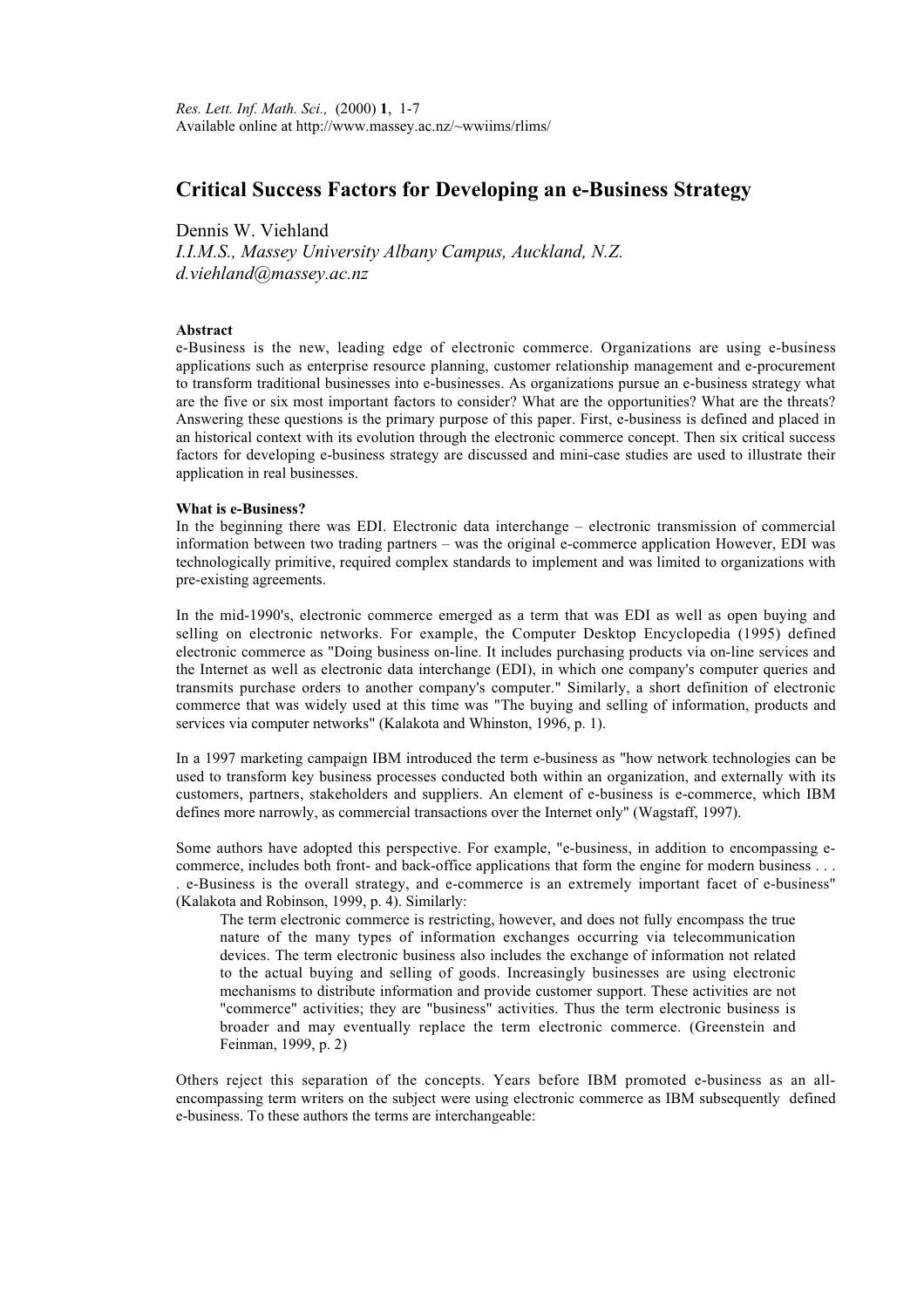*Res. Lett. Inf. Math. Sci.,* (2000) **1**, 1-7
Available online at http://www.massey.ac.nz/~wwiims/rlims/

# Critical Success Factors for Developing an e-Business Strategy

Dennis W. Viehland
*I.I.M.S., Massey University Albany Campus, Auckland, N.Z.*
*d.viehland@massey.ac.nz*

**Abstract**

e-Business is the new, leading edge of electronic commerce. Organizations are using e-business applications such as enterprise resource planning, customer relationship management and e-procurement to transform traditional businesses into e-businesses. As organizations pursue an e-business strategy what are the five or six most important factors to consider? What are the opportunities? What are the threats? Answering these questions is the primary purpose of this paper. First, e-business is defined and placed in an historical context with its evolution through the electronic commerce concept. Then six critical success factors for developing e-business strategy are discussed and mini-case studies are used to illustrate their application in real businesses.

**What is e-Business?**

In the beginning there was EDI. Electronic data interchange – electronic transmission of commercial information between two trading partners – was the original e-commerce application However, EDI was technologically primitive, required complex standards to implement and was limited to organizations with pre-existing agreements.

In the mid-1990's, electronic commerce emerged as a term that was EDI as well as open buying and selling on electronic networks. For example, the Computer Desktop Encyclopedia (1995) defined electronic commerce as "Doing business on-line. It includes purchasing products via on-line services and the Internet as well as electronic data interchange (EDI), in which one company's computer queries and transmits purchase orders to another company's computer." Similarly, a short definition of electronic commerce that was widely used at this time was "The buying and selling of information, products and services via computer networks" (Kalakota and Whinston, 1996, p. 1).

In a 1997 marketing campaign IBM introduced the term e-business as "how network technologies can be used to transform key business processes conducted both within an organization, and externally with its customers, partners, stakeholders and suppliers. An element of e-business is e-commerce, which IBM defines more narrowly, as commercial transactions over the Internet only" (Wagstaff, 1997).

Some authors have adopted this perspective. For example, "e-business, in addition to encompassing e-commerce, includes both front- and back-office applications that form the engine for modern business . . . . e-Business is the overall strategy, and e-commerce is an extremely important facet of e-business" (Kalakota and Robinson, 1999, p. 4). Similarly:

> The term electronic commerce is restricting, however, and does not fully encompass the true nature of the many types of information exchanges occurring via telecommunication devices. The term electronic business also includes the exchange of information not related to the actual buying and selling of goods. Increasingly businesses are using electronic mechanisms to distribute information and provide customer support. These activities are not "commerce" activities; they are "business" activities. Thus the term electronic business is broader and may eventually replace the term electronic commerce. (Greenstein and Feinman, 1999, p. 2)

Others reject this separation of the concepts. Years before IBM promoted e-business as an all-encompassing term writers on the subject were using electronic commerce as IBM subsequently defined e-business. To these authors the terms are interchangeable: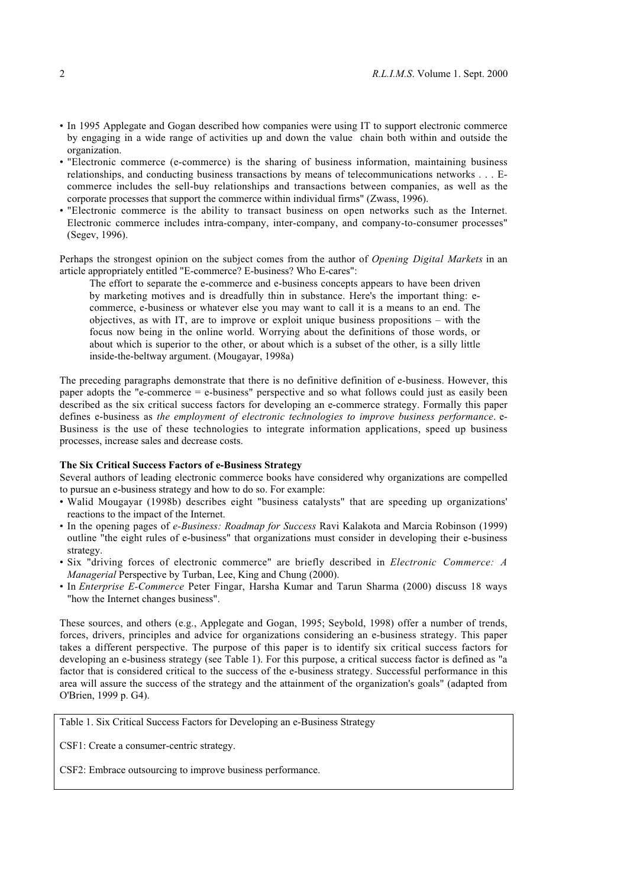- In 1995 Applegate and Gogan described how companies were using IT to support electronic commerce by engaging in a wide range of activities up and down the value chain both within and outside the organization.
- "Electronic commerce (e-commerce) is the sharing of business information, maintaining business relationships, and conducting business transactions by means of telecommunications networks . . . E-commerce includes the sell-buy relationships and transactions between companies, as well as the corporate processes that support the commerce within individual firms" (Zwass, 1996).
- "Electronic commerce is the ability to transact business on open networks such as the Internet. Electronic commerce includes intra-company, inter-company, and company-to-consumer processes" (Segev, 1996).

Perhaps the strongest opinion on the subject comes from the author of *Opening Digital Markets* in an article appropriately entitled "E-commerce? E-business? Who E-cares":

> The effort to separate the e-commerce and e-business concepts appears to have been driven by marketing motives and is dreadfully thin in substance. Here's the important thing: e-commerce, e-business or whatever else you may want to call it is a means to an end. The objectives, as with IT, are to improve or exploit unique business propositions – with the focus now being in the online world. Worrying about the definitions of those words, or about which is superior to the other, or about which is a subset of the other, is a silly little inside-the-beltway argument. (Mougayar, 1998a)

The preceding paragraphs demonstrate that there is no definitive definition of e-business. However, this paper adopts the "e-commerce = e-business" perspective and so what follows could just as easily been described as the six critical success factors for developing an e-commerce strategy. Formally this paper defines e-business as *the employment of electronic technologies to improve business performance*. e-Business is the use of these technologies to integrate information applications, speed up business processes, increase sales and decrease costs.

**The Six Critical Success Factors of e-Business Strategy**

Several authors of leading electronic commerce books have considered why organizations are compelled to pursue an e-business strategy and how to do so. For example:

- Walid Mougayar (1998b) describes eight "business catalysts" that are speeding up organizations' reactions to the impact of the Internet.
- In the opening pages of *e-Business: Roadmap for Success* Ravi Kalakota and Marcia Robinson (1999) outline "the eight rules of e-business" that organizations must consider in developing their e-business strategy.
- Six "driving forces of electronic commerce" are briefly described in *Electronic Commerce: A Managerial* Perspective by Turban, Lee, King and Chung (2000).
- In *Enterprise E-Commerce* Peter Fingar, Harsha Kumar and Tarun Sharma (2000) discuss 18 ways "how the Internet changes business".

These sources, and others (e.g., Applegate and Gogan, 1995; Seybold, 1998) offer a number of trends, forces, drivers, principles and advice for organizations considering an e-business strategy. This paper takes a different perspective. The purpose of this paper is to identify six critical success factors for developing an e-business strategy (see Table 1). For this purpose, a critical success factor is defined as "a factor that is considered critical to the success of the e-business strategy. Successful performance in this area will assure the success of the strategy and the attainment of the organization's goals" (adapted from O'Brien, 1999 p. G4).

| Table 1. Six Critical Success Factors for Developing an e-Business Strategy |
|---|
| CSF1: Create a consumer-centric strategy. |
| CSF2: Embrace outsourcing to improve business performance. |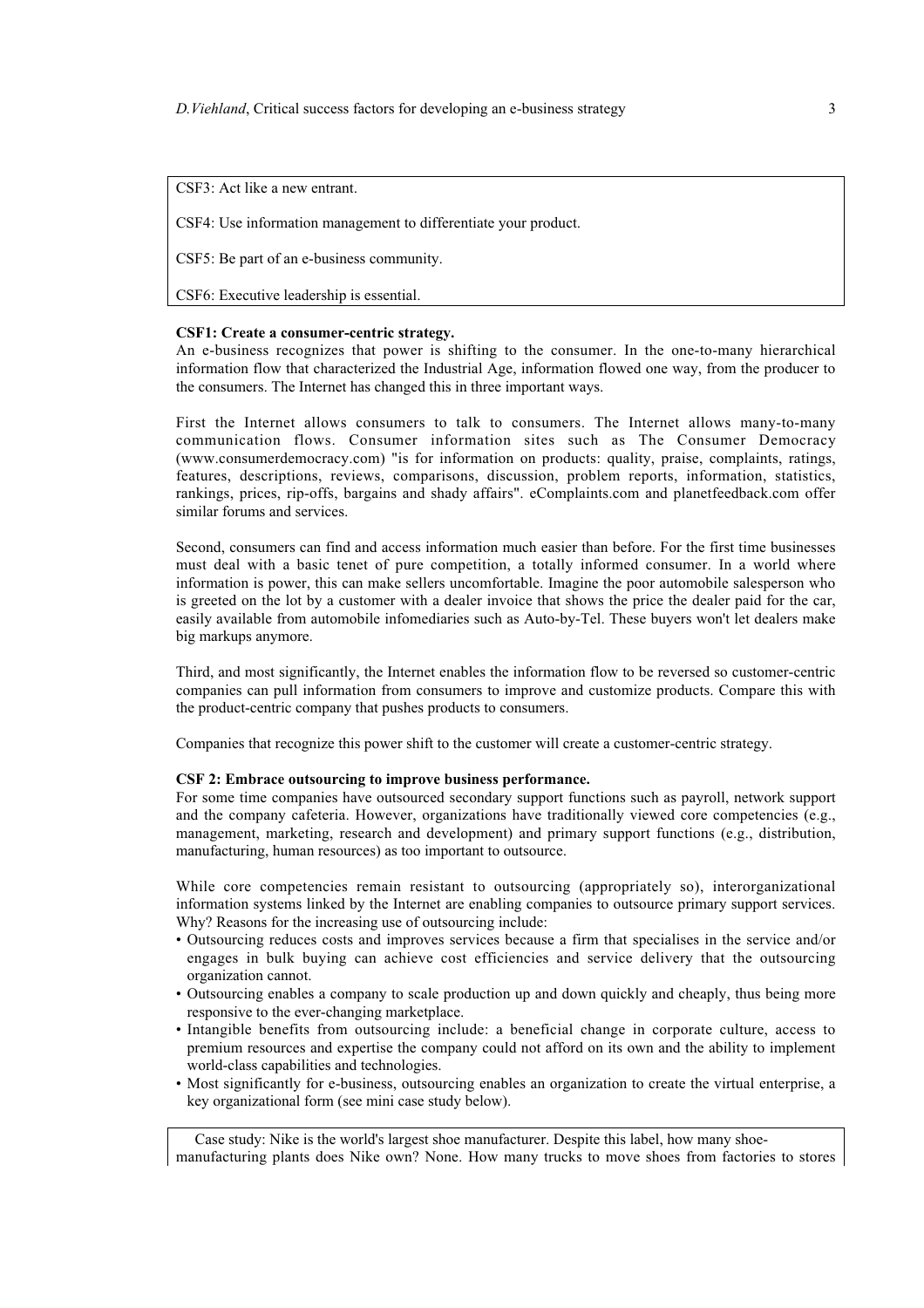CSF3: Act like a new entrant.

CSF4: Use information management to differentiate your product.

CSF5: Be part of an e-business community.

CSF6: Executive leadership is essential.

**CSF1: Create a consumer-centric strategy.**

An e-business recognizes that power is shifting to the consumer. In the one-to-many hierarchical information flow that characterized the Industrial Age, information flowed one way, from the producer to the consumers. The Internet has changed this in three important ways.

First the Internet allows consumers to talk to consumers. The Internet allows many-to-many communication flows. Consumer information sites such as The Consumer Democracy (www.consumerdemocracy.com) "is for information on products: quality, praise, complaints, ratings, features, descriptions, reviews, comparisons, discussion, problem reports, information, statistics, rankings, prices, rip-offs, bargains and shady affairs". eComplaints.com and planetfeedback.com offer similar forums and services.

Second, consumers can find and access information much easier than before. For the first time businesses must deal with a basic tenet of pure competition, a totally informed consumer. In a world where information is power, this can make sellers uncomfortable. Imagine the poor automobile salesperson who is greeted on the lot by a customer with a dealer invoice that shows the price the dealer paid for the car, easily available from automobile infomediaries such as Auto-by-Tel. These buyers won't let dealers make big markups anymore.

Third, and most significantly, the Internet enables the information flow to be reversed so customer-centric companies can pull information from consumers to improve and customize products. Compare this with the product-centric company that pushes products to consumers.

Companies that recognize this power shift to the customer will create a customer-centric strategy.

**CSF 2: Embrace outsourcing to improve business performance.**

For some time companies have outsourced secondary support functions such as payroll, network support and the company cafeteria. However, organizations have traditionally viewed core competencies (e.g., management, marketing, research and development) and primary support functions (e.g., distribution, manufacturing, human resources) as too important to outsource.

While core competencies remain resistant to outsourcing (appropriately so), interorganizational information systems linked by the Internet are enabling companies to outsource primary support services. Why? Reasons for the increasing use of outsourcing include:

- Outsourcing reduces costs and improves services because a firm that specialises in the service and/or engages in bulk buying can achieve cost efficiencies and service delivery that the outsourcing organization cannot.
- Outsourcing enables a company to scale production up and down quickly and cheaply, thus being more responsive to the ever-changing marketplace.
- Intangible benefits from outsourcing include: a beneficial change in corporate culture, access to premium resources and expertise the company could not afford on its own and the ability to implement world-class capabilities and technologies.
- Most significantly for e-business, outsourcing enables an organization to create the virtual enterprise, a key organizational form (see mini case study below).

Case study: Nike is the world's largest shoe manufacturer. Despite this label, how many shoe-manufacturing plants does Nike own? None. How many trucks to move shoes from factories to stores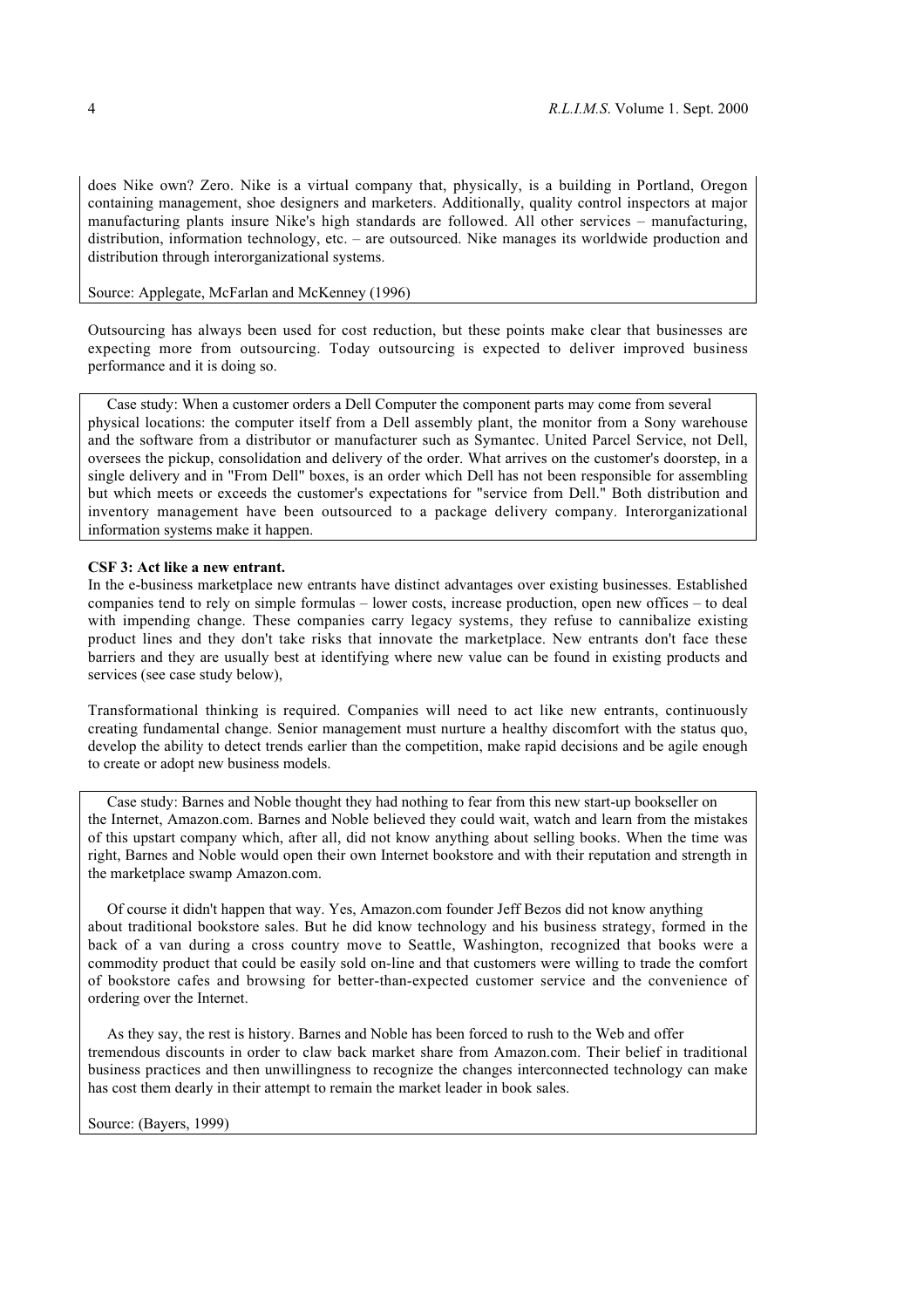does Nike own? Zero. Nike is a virtual company that, physically, is a building in Portland, Oregon containing management, shoe designers and marketers. Additionally, quality control inspectors at major manufacturing plants insure Nike's high standards are followed. All other services – manufacturing, distribution, information technology, etc. – are outsourced. Nike manages its worldwide production and distribution through interorganizational systems.

Source: Applegate, McFarlan and McKenney (1996)

Outsourcing has always been used for cost reduction, but these points make clear that businesses are expecting more from outsourcing. Today outsourcing is expected to deliver improved business performance and it is doing so.

> Case study: When a customer orders a Dell Computer the component parts may come from several physical locations: the computer itself from a Dell assembly plant, the monitor from a Sony warehouse and the software from a distributor or manufacturer such as Symantec. United Parcel Service, not Dell, oversees the pickup, consolidation and delivery of the order. What arrives on the customer's doorstep, in a single delivery and in "From Dell" boxes, is an order which Dell has not been responsible for assembling but which meets or exceeds the customer's expectations for "service from Dell." Both distribution and inventory management have been outsourced to a package delivery company. Interorganizational information systems make it happen.

**CSF 3: Act like a new entrant.**

In the e-business marketplace new entrants have distinct advantages over existing businesses. Established companies tend to rely on simple formulas – lower costs, increase production, open new offices – to deal with impending change. These companies carry legacy systems, they refuse to cannibalize existing product lines and they don't take risks that innovate the marketplace. New entrants don't face these barriers and they are usually best at identifying where new value can be found in existing products and services (see case study below),

Transformational thinking is required. Companies will need to act like new entrants, continuously creating fundamental change. Senior management must nurture a healthy discomfort with the status quo, develop the ability to detect trends earlier than the competition, make rapid decisions and be agile enough to create or adopt new business models.

> Case study: Barnes and Noble thought they had nothing to fear from this new start-up bookseller on the Internet, Amazon.com. Barnes and Noble believed they could wait, watch and learn from the mistakes of this upstart company which, after all, did not know anything about selling books. When the time was right, Barnes and Noble would open their own Internet bookstore and with their reputation and strength in the marketplace swamp Amazon.com.
>
> Of course it didn't happen that way. Yes, Amazon.com founder Jeff Bezos did not know anything about traditional bookstore sales. But he did know technology and his business strategy, formed in the back of a van during a cross country move to Seattle, Washington, recognized that books were a commodity product that could be easily sold on-line and that customers were willing to trade the comfort of bookstore cafes and browsing for better-than-expected customer service and the convenience of ordering over the Internet.
>
> As they say, the rest is history. Barnes and Noble has been forced to rush to the Web and offer tremendous discounts in order to claw back market share from Amazon.com. Their belief in traditional business practices and then unwillingness to recognize the changes interconnected technology can make has cost them dearly in their attempt to remain the market leader in book sales.
>
> Source: (Bayers, 1999)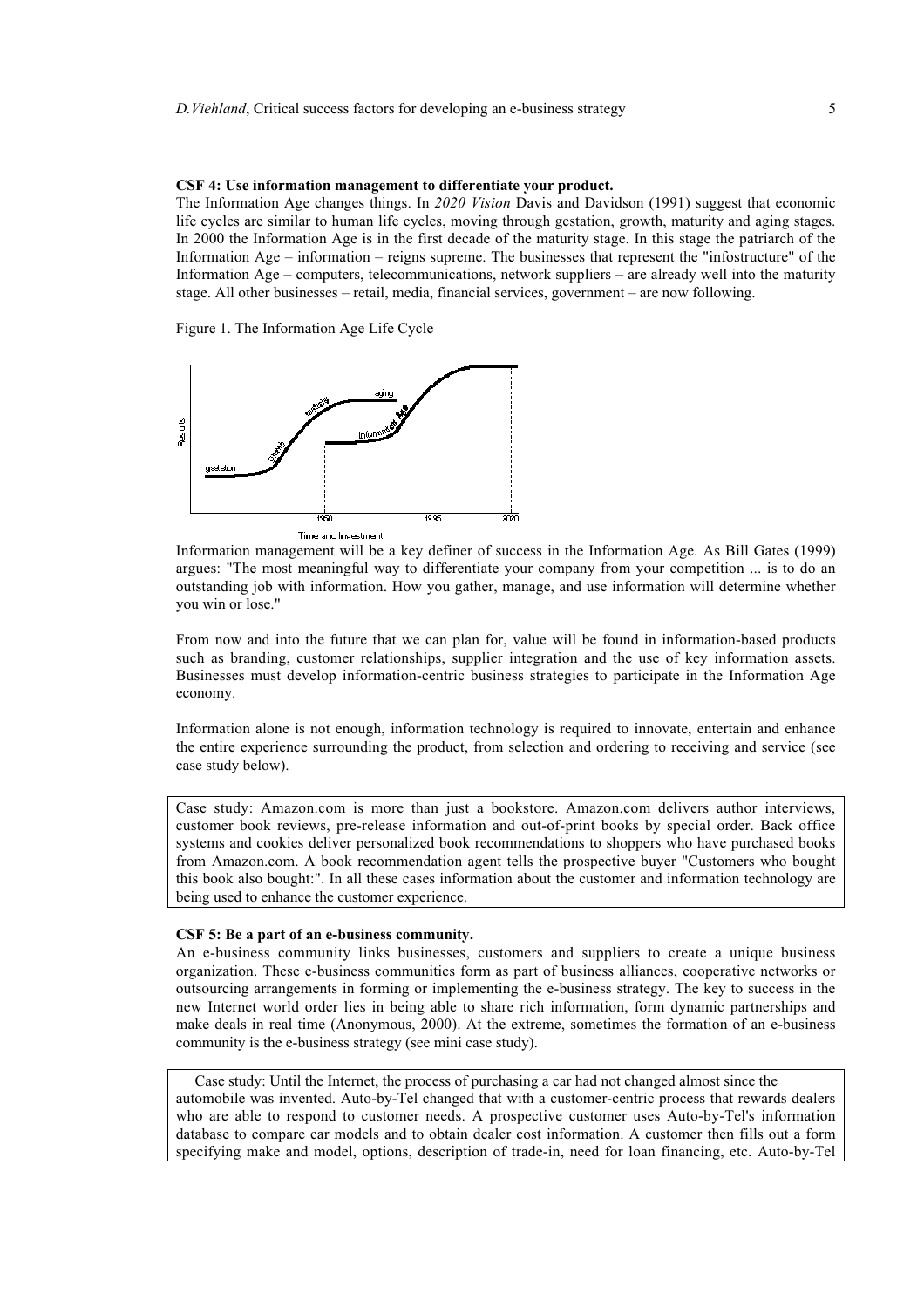**CSF 4: Use information management to differentiate your product.**

The Information Age changes things. In *2020 Vision* Davis and Davidson (1991) suggest that economic life cycles are similar to human life cycles, moving through gestation, growth, maturity and aging stages. In 2000 the Information Age is in the first decade of the maturity stage. In this stage the patriarch of the Information Age – information – reigns supreme. The businesses that represent the "infostructure" of the Information Age – computers, telecommunications, network suppliers – are already well into the maturity stage. All other businesses – retail, media, financial services, government – are now following.

Figure 1. The Information Age Life Cycle

Information management will be a key definer of success in the Information Age. As Bill Gates (1999) argues: "The most meaningful way to differentiate your company from your competition ... is to do an outstanding job with information. How you gather, manage, and use information will determine whether you win or lose."

From now and into the future that we can plan for, value will be found in information-based products such as branding, customer relationships, supplier integration and the use of key information assets. Businesses must develop information-centric business strategies to participate in the Information Age economy.

Information alone is not enough, information technology is required to innovate, entertain and enhance the entire experience surrounding the product, from selection and ordering to receiving and service (see case study below).

> Case study: Amazon.com is more than just a bookstore. Amazon.com delivers author interviews, customer book reviews, pre-release information and out-of-print books by special order. Back office systems and cookies deliver personalized book recommendations to shoppers who have purchased books from Amazon.com. A book recommendation agent tells the prospective buyer "Customers who bought this book also bought:". In all these cases information about the customer and information technology are being used to enhance the customer experience.

**CSF 5: Be a part of an e-business community.**

An e-business community links businesses, customers and suppliers to create a unique business organization. These e-business communities form as part of business alliances, cooperative networks or outsourcing arrangements in forming or implementing the e-business strategy. The key to success in the new Internet world order lies in being able to share rich information, form dynamic partnerships and make deals in real time (Anonymous, 2000). At the extreme, sometimes the formation of an e-business community is the e-business strategy (see mini case study).

> Case study: Until the Internet, the process of purchasing a car had not changed almost since the automobile was invented. Auto-by-Tel changed that with a customer-centric process that rewards dealers who are able to respond to customer needs. A prospective customer uses Auto-by-Tel's information database to compare car models and to obtain dealer cost information. A customer then fills out a form specifying make and model, options, description of trade-in, need for loan financing, etc. Auto-by-Tel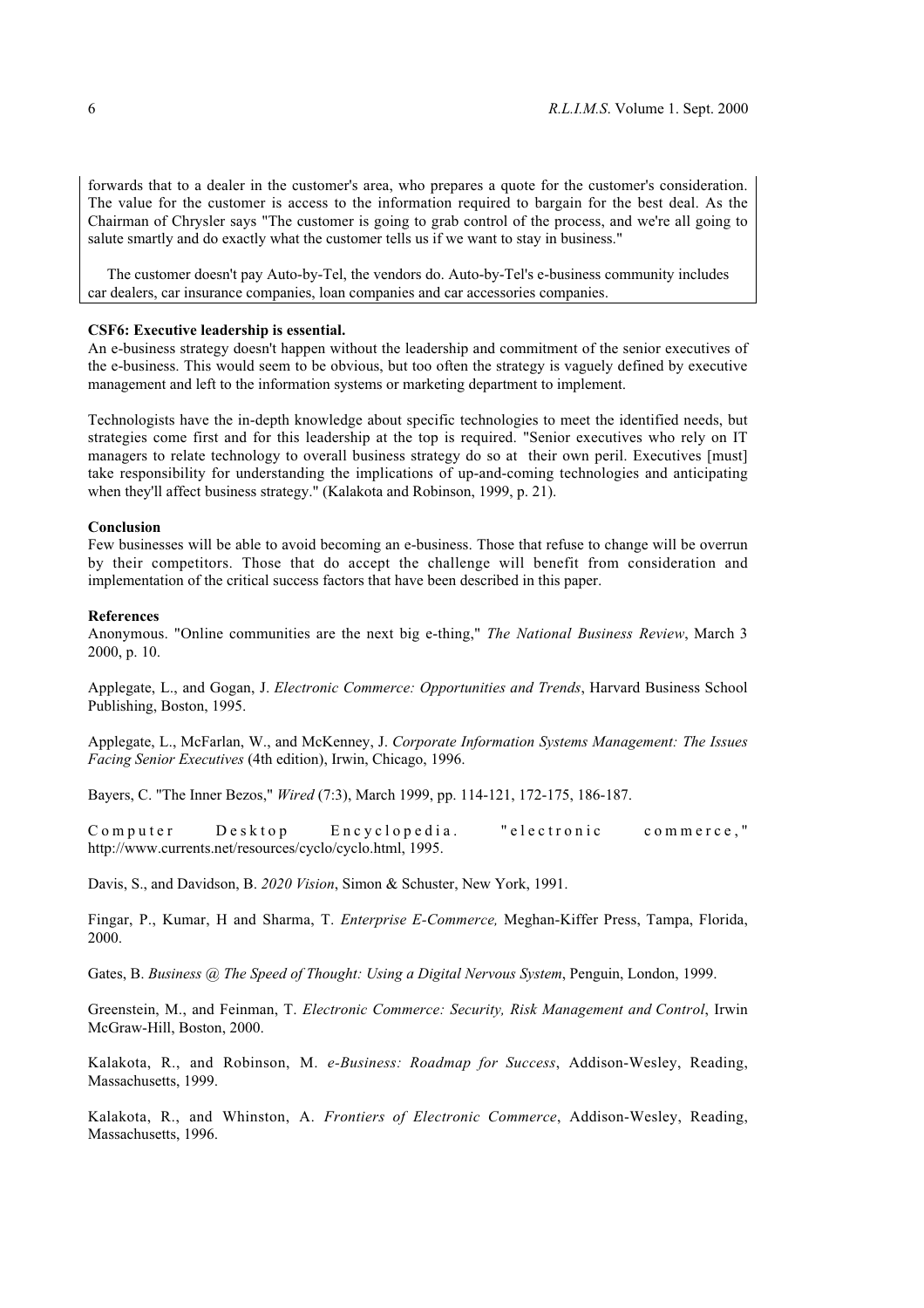forwards that to a dealer in the customer's area, who prepares a quote for the customer's consideration. The value for the customer is access to the information required to bargain for the best deal. As the Chairman of Chrysler says "The customer is going to grab control of the process, and we're all going to salute smartly and do exactly what the customer tells us if we want to stay in business."

The customer doesn't pay Auto-by-Tel, the vendors do. Auto-by-Tel's e-business community includes car dealers, car insurance companies, loan companies and car accessories companies.

**CSF6: Executive leadership is essential.**

An e-business strategy doesn't happen without the leadership and commitment of the senior executives of the e-business. This would seem to be obvious, but too often the strategy is vaguely defined by executive management and left to the information systems or marketing department to implement.

Technologists have the in-depth knowledge about specific technologies to meet the identified needs, but strategies come first and for this leadership at the top is required. "Senior executives who rely on IT managers to relate technology to overall business strategy do so at their own peril. Executives [must] take responsibility for understanding the implications of up-and-coming technologies and anticipating when they'll affect business strategy." (Kalakota and Robinson, 1999, p. 21).

## Conclusion

Few businesses will be able to avoid becoming an e-business. Those that refuse to change will be overrun by their competitors. Those that do accept the challenge will benefit from consideration and implementation of the critical success factors that have been described in this paper.

## References

Anonymous. "Online communities are the next big e-thing," *The National Business Review*, March 3 2000, p. 10.

Applegate, L., and Gogan, J. *Electronic Commerce: Opportunities and Trends*, Harvard Business School Publishing, Boston, 1995.

Applegate, L., McFarlan, W., and McKenney, J. *Corporate Information Systems Management: The Issues Facing Senior Executives* (4th edition), Irwin, Chicago, 1996.

Bayers, C. "The Inner Bezos," *Wired* (7:3), March 1999, pp. 114-121, 172-175, 186-187.

Computer Desktop Encyclopedia. "electronic commerce," http://www.currents.net/resources/cyclo/cyclo.html, 1995.

Davis, S., and Davidson, B. *2020 Vision*, Simon & Schuster, New York, 1991.

Fingar, P., Kumar, H and Sharma, T. *Enterprise E-Commerce,* Meghan-Kiffer Press, Tampa, Florida, 2000.

Gates, B. *Business @ The Speed of Thought: Using a Digital Nervous System*, Penguin, London, 1999.

Greenstein, M., and Feinman, T. *Electronic Commerce: Security, Risk Management and Control*, Irwin McGraw-Hill, Boston, 2000.

Kalakota, R., and Robinson, M. *e-Business: Roadmap for Success*, Addison-Wesley, Reading, Massachusetts, 1999.

Kalakota, R., and Whinston, A. *Frontiers of Electronic Commerce*, Addison-Wesley, Reading, Massachusetts, 1996.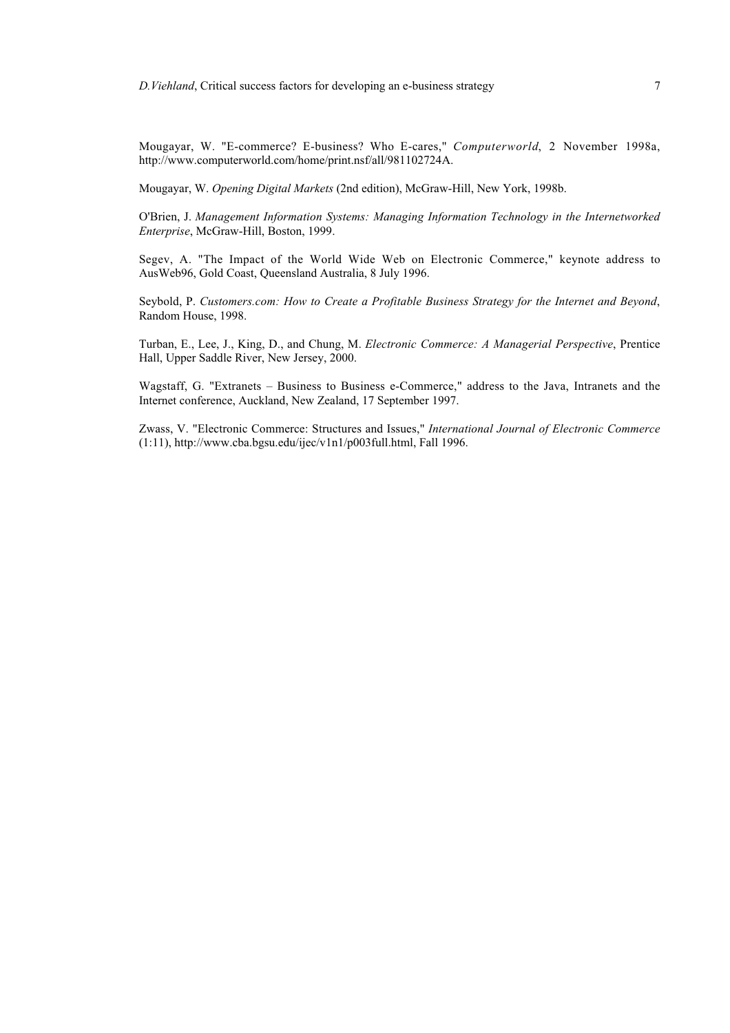Mougayar, W. "E-commerce? E-business? Who E-cares," *Computerworld*, 2 November 1998a, http://www.computerworld.com/home/print.nsf/all/981102724A.

Mougayar, W. *Opening Digital Markets* (2nd edition), McGraw-Hill, New York, 1998b.

O'Brien, J. *Management Information Systems: Managing Information Technology in the Internetworked Enterprise*, McGraw-Hill, Boston, 1999.

Segev, A. "The Impact of the World Wide Web on Electronic Commerce," keynote address to AusWeb96, Gold Coast, Queensland Australia, 8 July 1996.

Seybold, P. *Customers.com: How to Create a Profitable Business Strategy for the Internet and Beyond*, Random House, 1998.

Turban, E., Lee, J., King, D., and Chung, M. *Electronic Commerce: A Managerial Perspective*, Prentice Hall, Upper Saddle River, New Jersey, 2000.

Wagstaff, G. "Extranets – Business to Business e-Commerce," address to the Java, Intranets and the Internet conference, Auckland, New Zealand, 17 September 1997.

Zwass, V. "Electronic Commerce: Structures and Issues," *International Journal of Electronic Commerce* (1:11), http://www.cba.bgsu.edu/ijec/v1n1/p003full.html, Fall 1996.